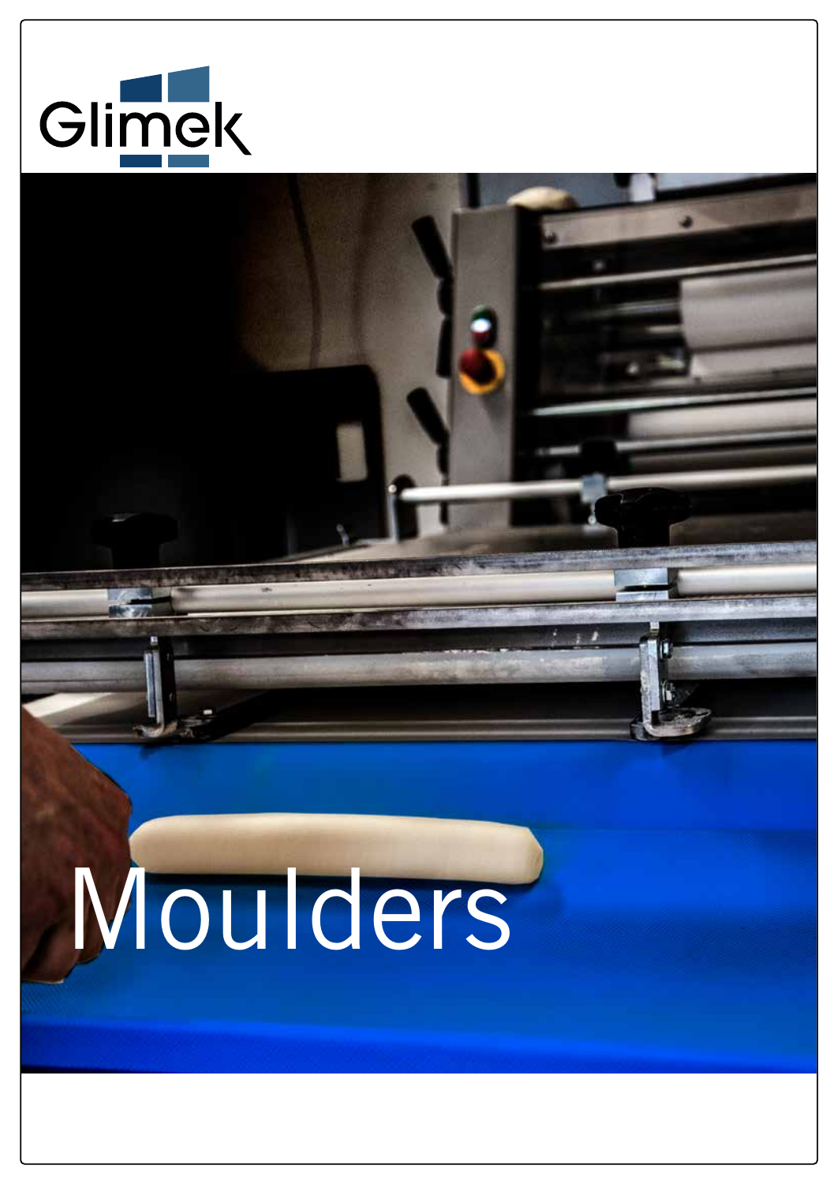Glimek

# Moulders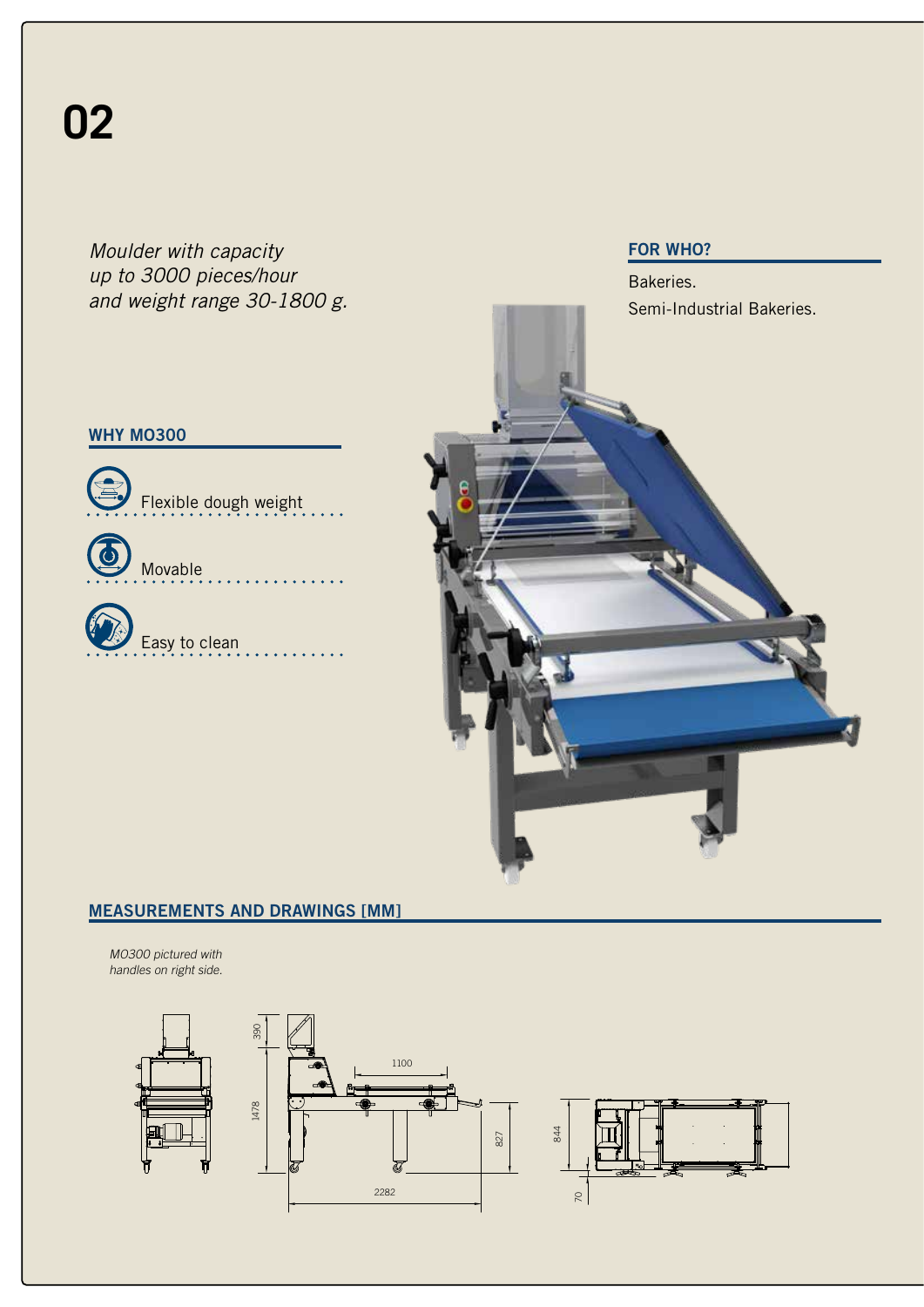# 02

*Moulder with capacity up to 3000 pieces/hour and weight range 30-1800 g.*

## FOR WHO?

Bakeries.

Semi-Industrial Bakeries.

## WHY MO300

- Flexible dough weight
- Movable
- Easy to clean

## MEASUREMENTS AND DRAWINGS [MM]

*MO300 pictured with handles on right side.*

390

1478

1100

827

2282

844

70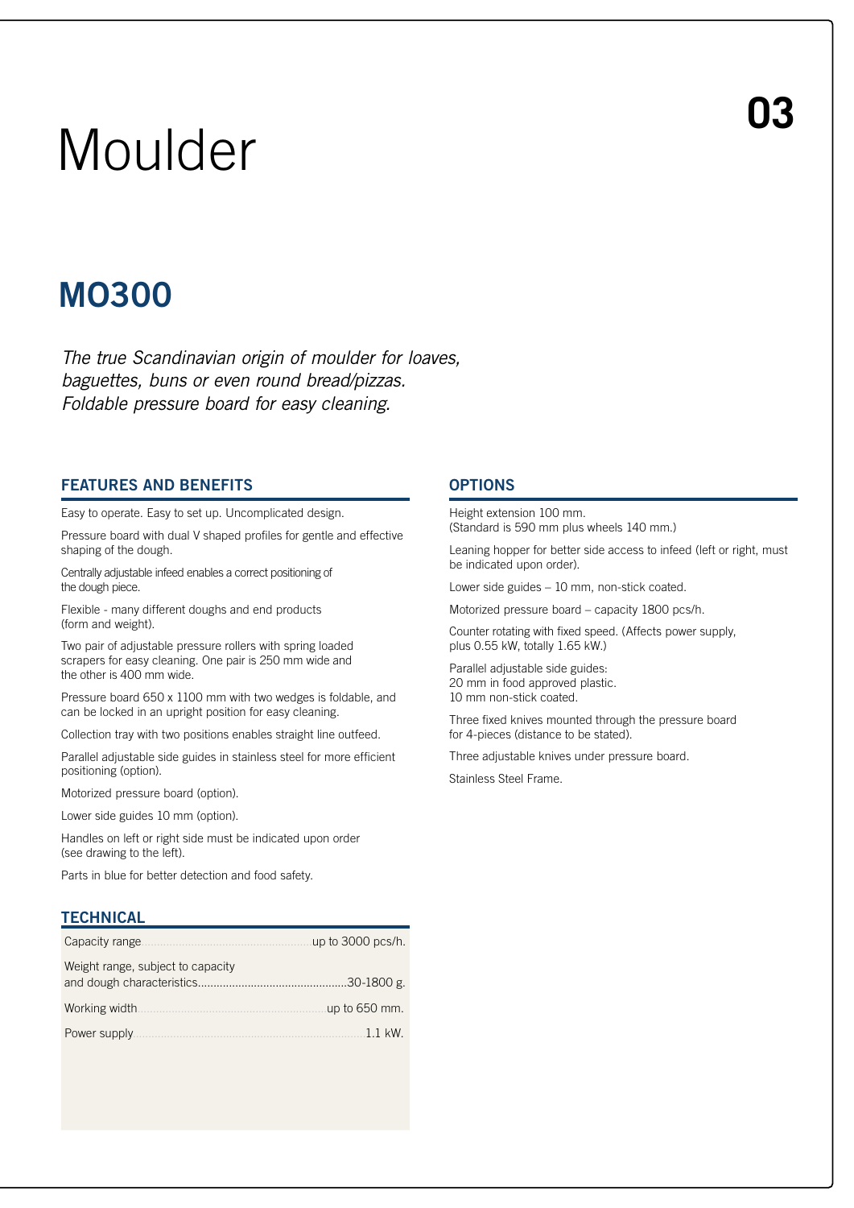# Moulder

03

## MO300

*The true Scandinavian origin of moulder for loaves, baguettes, buns or even round bread/pizzas. Foldable pressure board for easy cleaning.*

### FEATURES AND BENEFITS

Easy to operate. Easy to set up. Uncomplicated design.

Pressure board with dual V shaped profiles for gentle and effective shaping of the dough.

Centrally adjustable infeed enables a correct positioning of the dough piece.

Flexible - many different doughs and end products (form and weight).

Two pair of adjustable pressure rollers with spring loaded scrapers for easy cleaning. One pair is 250 mm wide and the other is 400 mm wide.

Pressure board 650 x 1100 mm with two wedges is foldable, and can be locked in an upright position for easy cleaning.

Collection tray with two positions enables straight line outfeed.

Parallel adjustable side guides in stainless steel for more efficient positioning (option).

Motorized pressure board (option).

Lower side guides 10 mm (option).

Handles on left or right side must be indicated upon order (see drawing to the left).

Parts in blue for better detection and food safety.

### TECHNICAL

| | |
|---|---|
| Capacity range | up to 3000 pcs/h. |
| Weight range, subject to capacity and dough characteristics | 30-1800 g. |
| Working width | up to 650 mm. |
| Power supply | 1.1 kW. |

### OPTIONS

Height extension 100 mm.
(Standard is 590 mm plus wheels 140 mm.)

Leaning hopper for better side access to infeed (left or right, must be indicated upon order).

Lower side guides – 10 mm, non-stick coated.

Motorized pressure board – capacity 1800 pcs/h.

Counter rotating with fixed speed. (Affects power supply, plus 0.55 kW, totally 1.65 kW.)

Parallel adjustable side guides:
20 mm in food approved plastic.
10 mm non-stick coated.

Three fixed knives mounted through the pressure board for 4-pieces (distance to be stated).

Three adjustable knives under pressure board.

Stainless Steel Frame.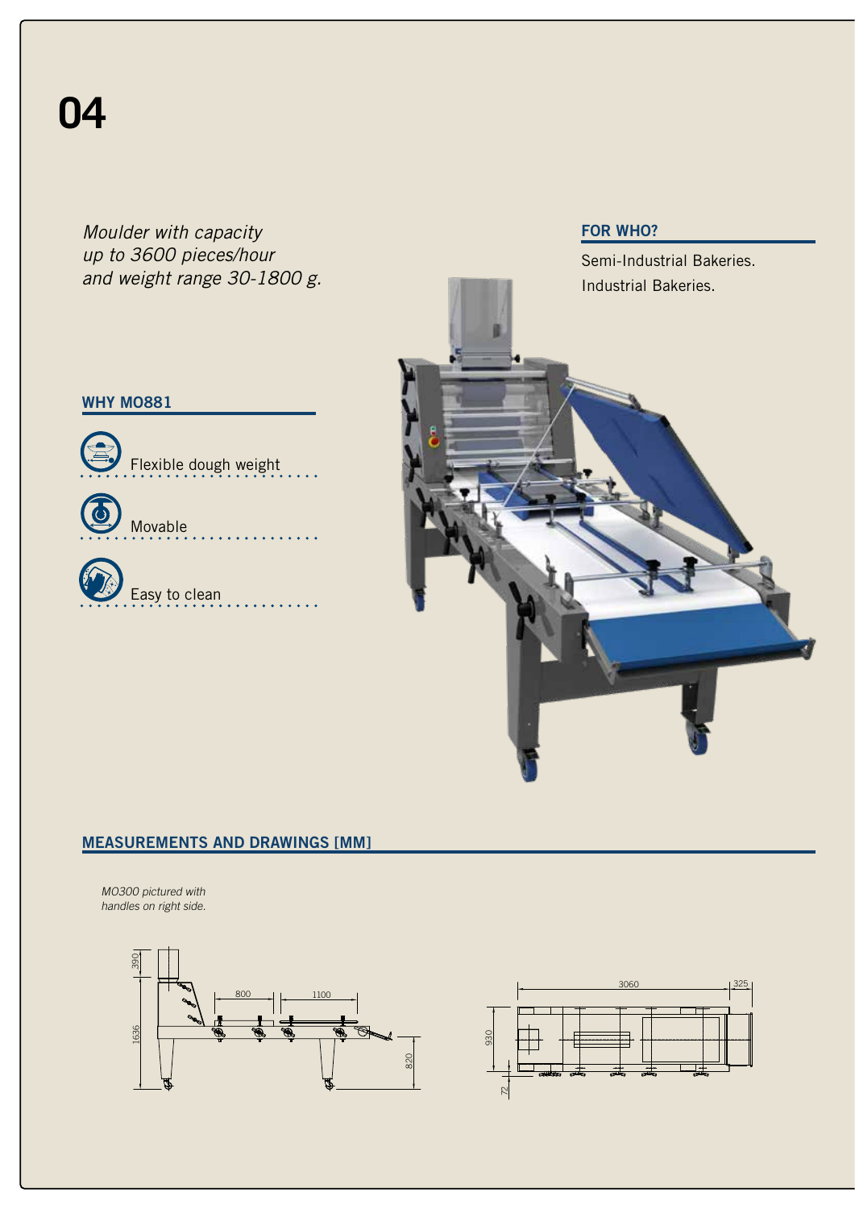# 04

*Moulder with capacity up to 3600 pieces/hour and weight range 30-1800 g.*

## FOR WHO?

Semi-Industrial Bakeries.
Industrial Bakeries.

## WHY MO881

- Flexible dough weight
- Movable
- Easy to clean

## MEASUREMENTS AND DRAWINGS [MM]

*MO300 pictured with handles on right side.*

390, 1636, 800, 1100, 820

3060, 325, 930, 72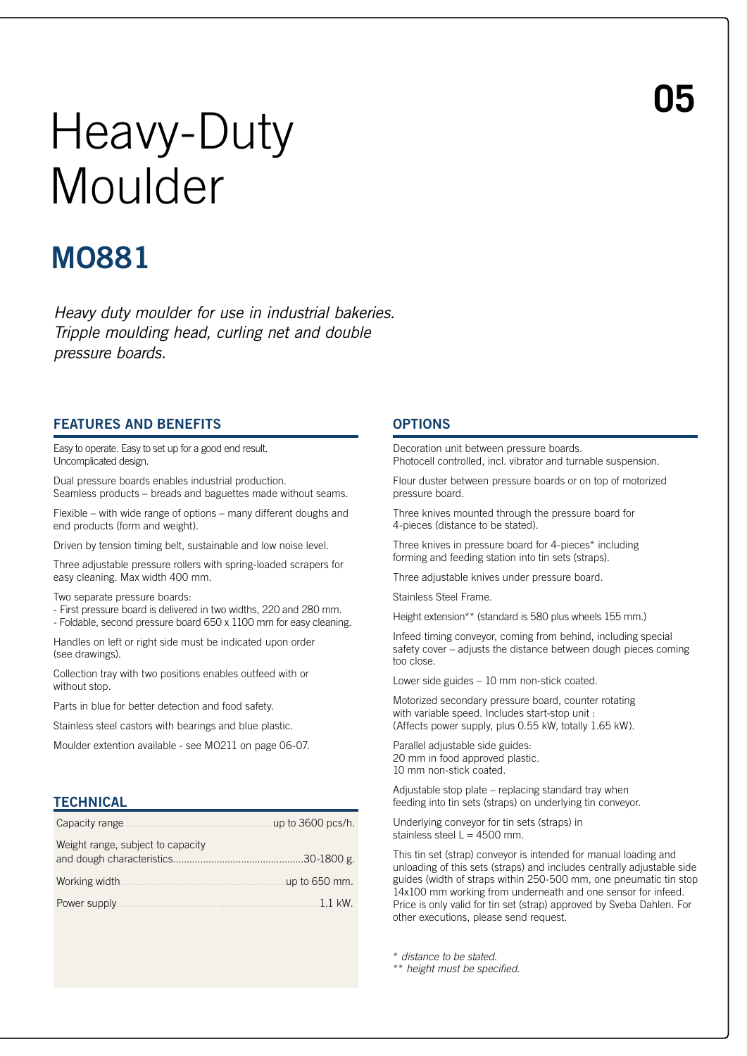# Heavy-Duty Moulder

## MO881

*Heavy duty moulder for use in industrial bakeries. Tripple moulding head, curling net and double pressure boards.*

### FEATURES AND BENEFITS

Easy to operate. Easy to set up for a good end result. Uncomplicated design.

Dual pressure boards enables industrial production. Seamless products – breads and baguettes made without seams.

Flexible – with wide range of options – many different doughs and end products (form and weight).

Driven by tension timing belt, sustainable and low noise level.

Three adjustable pressure rollers with spring-loaded scrapers for easy cleaning. Max width 400 mm.

Two separate pressure boards:
- First pressure board is delivered in two widths, 220 and 280 mm.
- Foldable, second pressure board 650 x 1100 mm for easy cleaning.

Handles on left or right side must be indicated upon order (see drawings).

Collection tray with two positions enables outfeed with or without stop.

Parts in blue for better detection and food safety.

Stainless steel castors with bearings and blue plastic.

Moulder extention available - see MO211 on page 06-07.

### TECHNICAL

| | |
|---|---|
| Capacity range | up to 3600 pcs/h. |
| Weight range, subject to capacity and dough characteristics | 30-1800 g. |
| Working width | up to 650 mm. |
| Power supply | 1.1 kW. |

### OPTIONS

Decoration unit between pressure boards. Photocell controlled, incl. vibrator and turnable suspension.

Flour duster between pressure boards or on top of motorized pressure board.

Three knives mounted through the pressure board for 4-pieces (distance to be stated).

Three knives in pressure board for 4-pieces* including forming and feeding station into tin sets (straps).

Three adjustable knives under pressure board.

Stainless Steel Frame.

Height extension** (standard is 580 plus wheels 155 mm.)

Infeed timing conveyor, coming from behind, including special safety cover – adjusts the distance between dough pieces coming too close.

Lower side guides – 10 mm non-stick coated.

Motorized secondary pressure board, counter rotating with variable speed. Includes start-stop unit : (Affects power supply, plus 0.55 kW, totally 1.65 kW).

Parallel adjustable side guides:
20 mm in food approved plastic.
10 mm non-stick coated.

Adjustable stop plate – replacing standard tray when feeding into tin sets (straps) on underlying tin conveyor.

Underlying conveyor for tin sets (straps) in stainless steel L = 4500 mm.

This tin set (strap) conveyor is intended for manual loading and unloading of this sets (straps) and includes centrally adjustable side guides (width of straps within 250-500 mm, one pneumatic tin stop 14x100 mm working from underneath and one sensor for infeed. Price is only valid for tin set (strap) approved by Sveba Dahlen. For other executions, please send request.

*\* distance to be stated.*
*\*\* height must be specified.*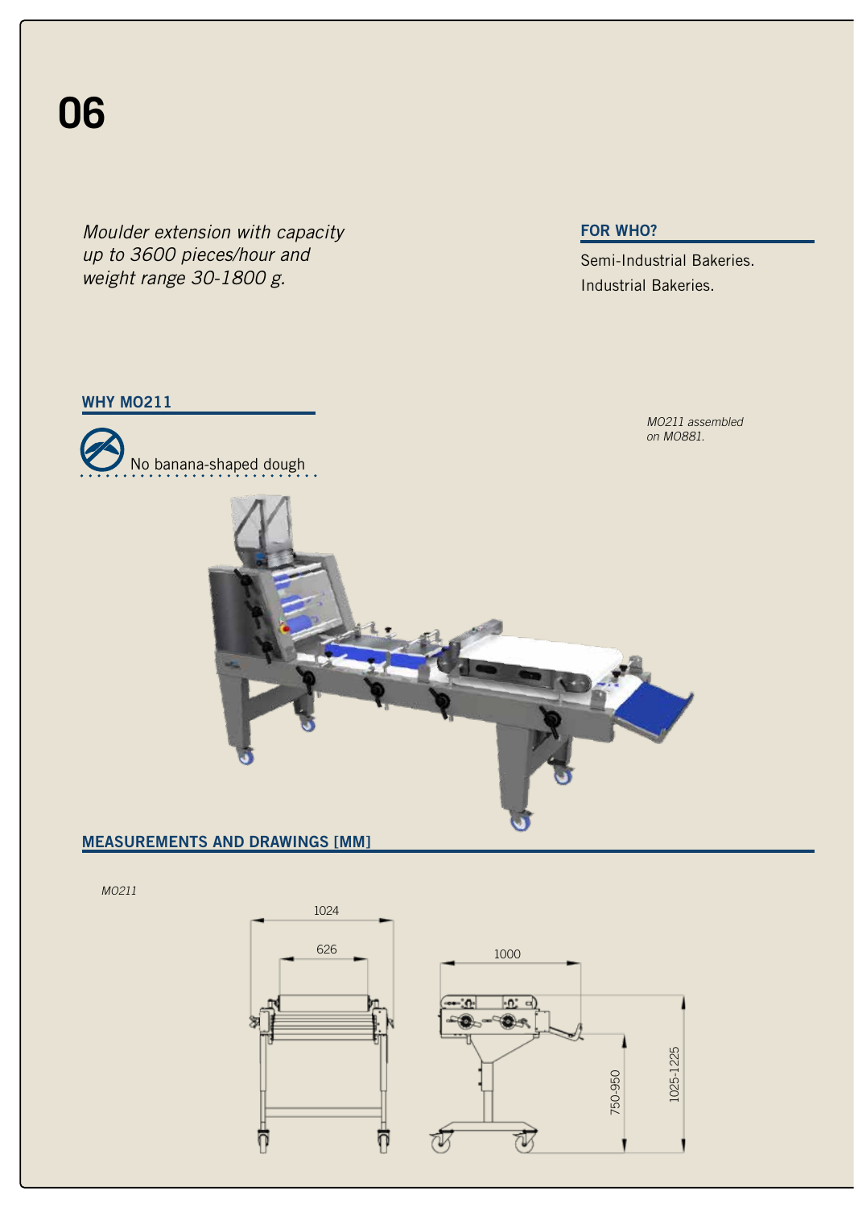# 06

*Moulder extension with capacity up to 3600 pieces/hour and weight range 30-1800 g.*

## FOR WHO?

Semi-Industrial Bakeries.

Industrial Bakeries.

## WHY MO211

No banana-shaped dough

*MO211 assembled on MO881.*

## MEASUREMENTS AND DRAWINGS [MM]

*MO211*

1024

626

1000

750-950

1025-1225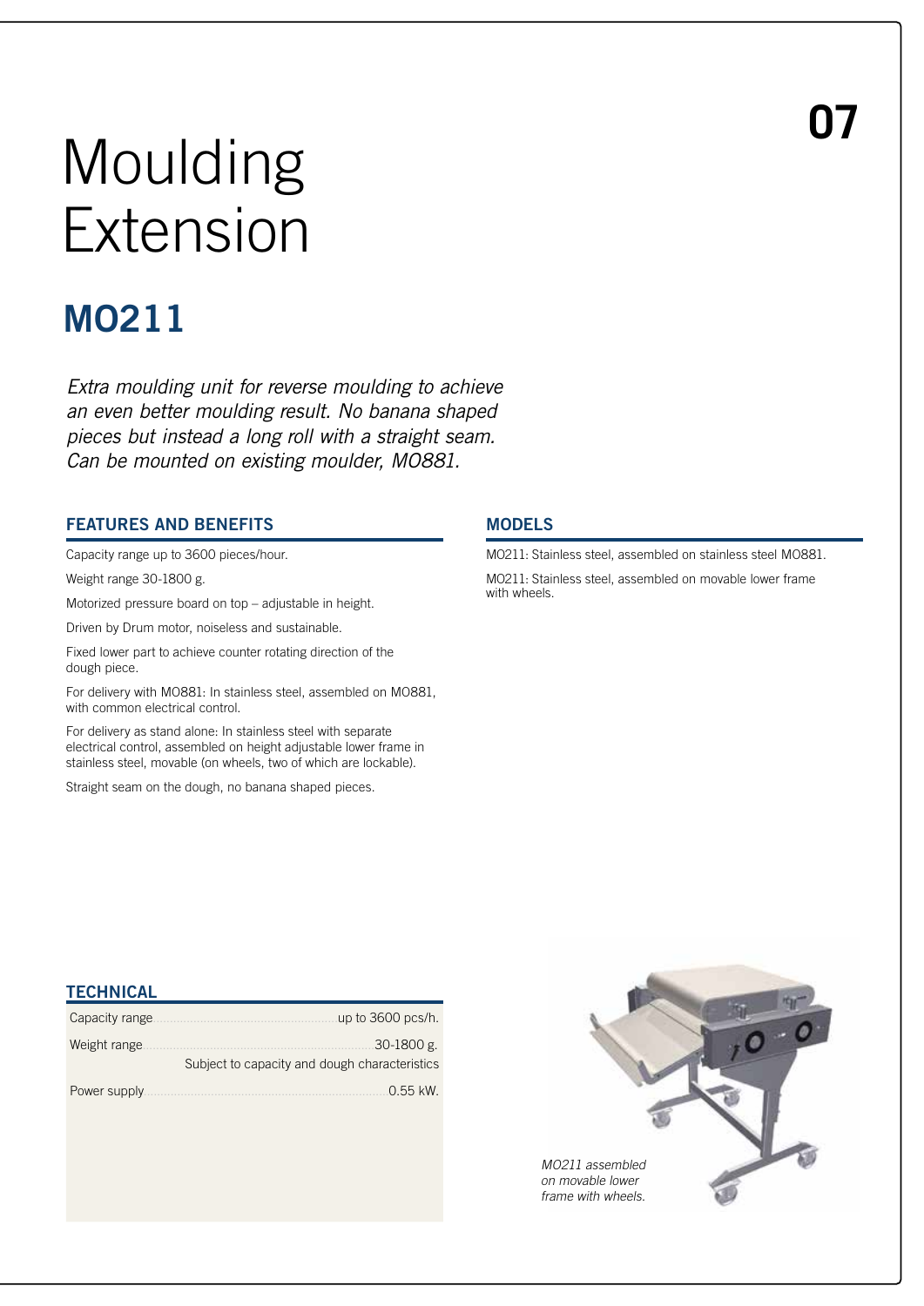# Moulding Extension

## MO211

*Extra moulding unit for reverse moulding to achieve an even better moulding result. No banana shaped pieces but instead a long roll with a straight seam. Can be mounted on existing moulder, MO881.*

### FEATURES AND BENEFITS

Capacity range up to 3600 pieces/hour.

Weight range 30-1800 g.

Motorized pressure board on top – adjustable in height.

Driven by Drum motor, noiseless and sustainable.

Fixed lower part to achieve counter rotating direction of the dough piece.

For delivery with MO881: In stainless steel, assembled on MO881, with common electrical control.

For delivery as stand alone: In stainless steel with separate electrical control, assembled on height adjustable lower frame in stainless steel, movable (on wheels, two of which are lockable).

Straight seam on the dough, no banana shaped pieces.

### MODELS

MO211: Stainless steel, assembled on stainless steel MO881.

MO211: Stainless steel, assembled on movable lower frame with wheels.

### TECHNICAL

| | |
|---|---|
| Capacity range | up to 3600 pcs/h. |
| Weight range | 30-1800 g. Subject to capacity and dough characteristics |
| Power supply | 0.55 kW. |

*MO211 assembled on movable lower frame with wheels.*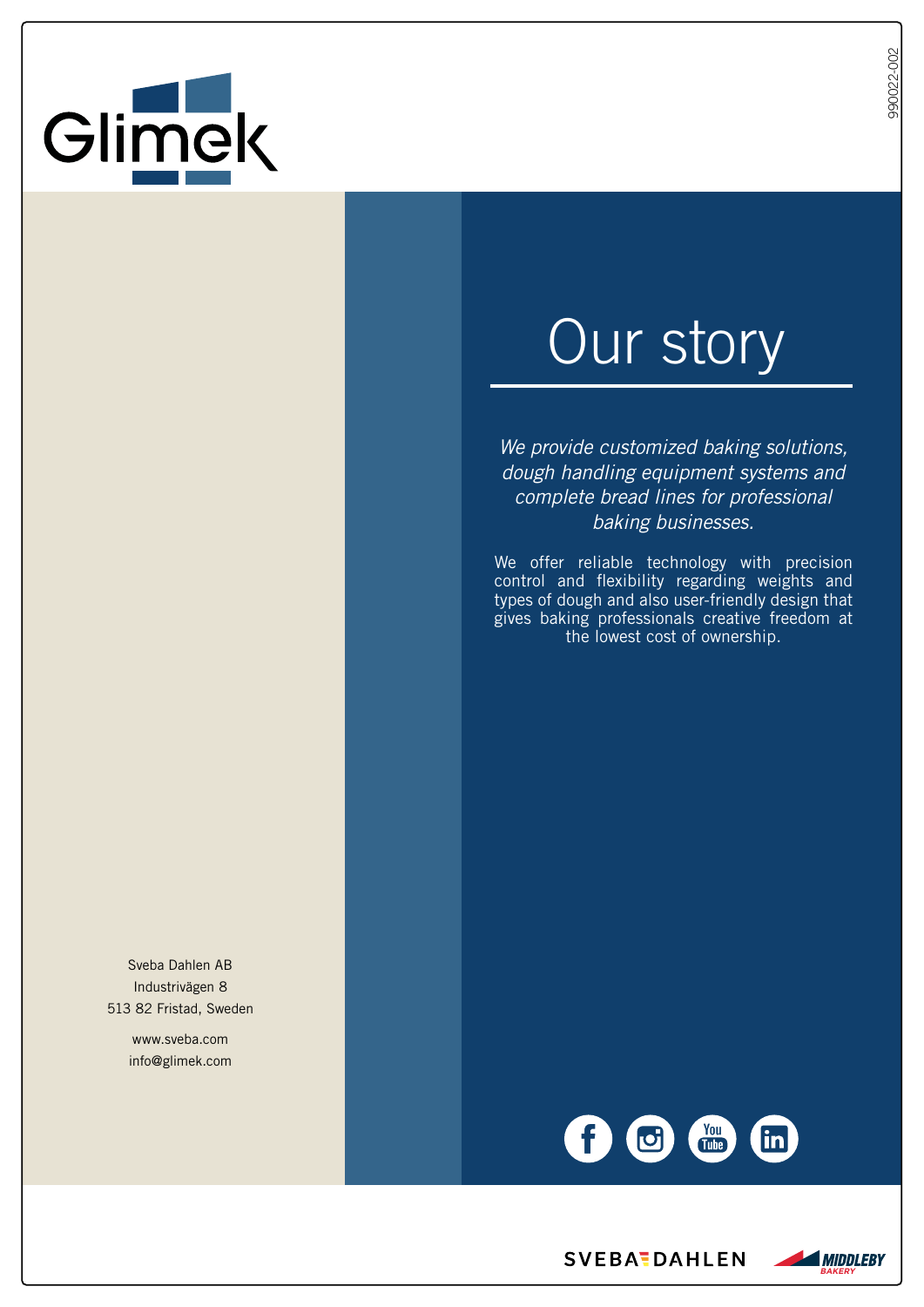# Our story

*We provide customized baking solutions, dough handling equipment systems and complete bread lines for professional baking businesses.*

We offer reliable technology with precision control and flexibility regarding weights and types of dough and also user-friendly design that gives baking professionals creative freedom at the lowest cost of ownership.

Sveba Dahlen AB
Industrivägen 8
513 82 Fristad, Sweden

www.sveba.com
info@glimek.com

990022-002